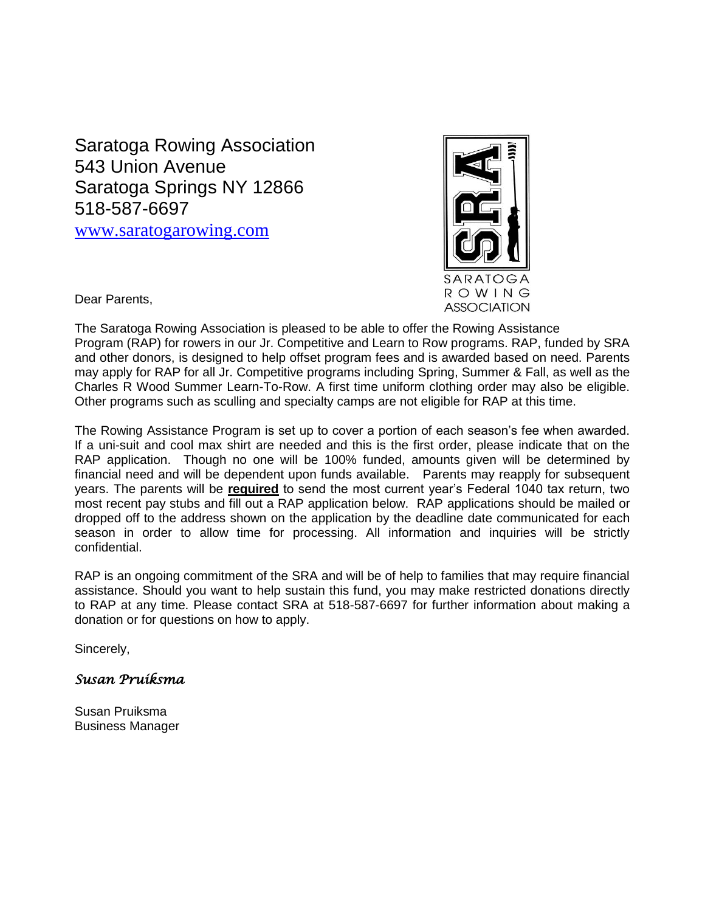Saratoga Rowing Association
543 Union Avenue
Saratoga Springs NY 12866
518-587-6697
www.saratogarowing.com

SARATOGA ROWING ASSOCIATION

Dear Parents,

The Saratoga Rowing Association is pleased to be able to offer the Rowing Assistance Program (RAP) for rowers in our Jr. Competitive and Learn to Row programs. RAP, funded by SRA and other donors, is designed to help offset program fees and is awarded based on need. Parents may apply for RAP for all Jr. Competitive programs including Spring, Summer & Fall, as well as the Charles R Wood Summer Learn-To-Row. A first time uniform clothing order may also be eligible. Other programs such as sculling and specialty camps are not eligible for RAP at this time.

The Rowing Assistance Program is set up to cover a portion of each season's fee when awarded. If a uni-suit and cool max shirt are needed and this is the first order, please indicate that on the RAP application. Though no one will be 100% funded, amounts given will be determined by financial need and will be dependent upon funds available. Parents may reapply for subsequent years. The parents will be **required** to send the most current year's Federal 1040 tax return, two most recent pay stubs and fill out a RAP application below. RAP applications should be mailed or dropped off to the address shown on the application by the deadline date communicated for each season in order to allow time for processing. All information and inquiries will be strictly confidential.

RAP is an ongoing commitment of the SRA and will be of help to families that may require financial assistance. Should you want to help sustain this fund, you may make restricted donations directly to RAP at any time. Please contact SRA at 518-587-6697 for further information about making a donation or for questions on how to apply.

Sincerely,

*Susan Pruiksma*

Susan Pruiksma
Business Manager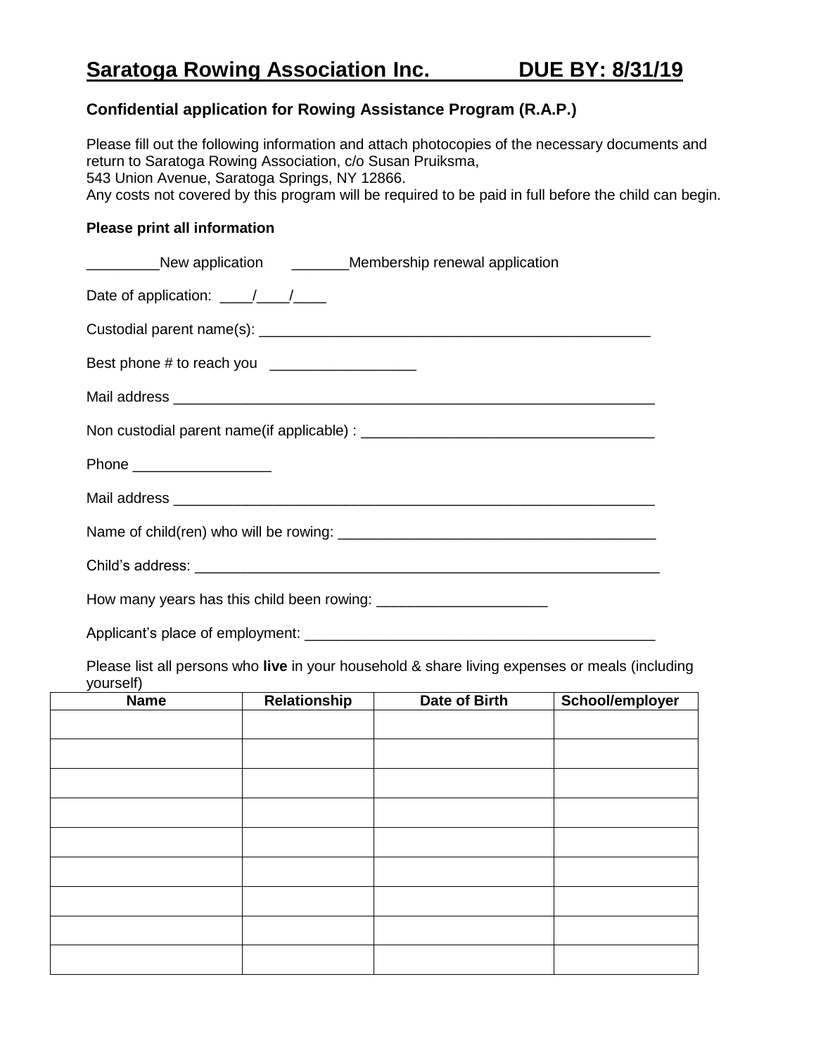# Saratoga Rowing Association Inc. DUE BY: 8/31/19

**Confidential application for Rowing Assistance Program (R.A.P.)**

Please fill out the following information and attach photocopies of the necessary documents and return to Saratoga Rowing Association, c/o Susan Pruiksma,
543 Union Avenue, Saratoga Springs, NY 12866.
Any costs not covered by this program will be required to be paid in full before the child can begin.

**Please print all information**

_________New application _______Membership renewal application

Date of application: ____/____/____

Custodial parent name(s): ___________________________________________________

Best phone # to reach you __________________

Mail address ______________________________________________________________

Non custodial parent name(if applicable) : ___________________________________

Phone _________________

Mail address ______________________________________________________________

Name of child(ren) who will be rowing: _______________________________________

Child's address: ____________________________________________________________

How many years has this child been rowing: _____________________

Applicant's place of employment: ___________________________________________

Please list all persons who **live** in your household & share living expenses or meals (including yourself)

| Name | Relationship | Date of Birth | School/employer |
|---|---|---|---|
| | | | |
| | | | |
| | | | |
| | | | |
| | | | |
| | | | |
| | | | |
| | | | |
| | | | |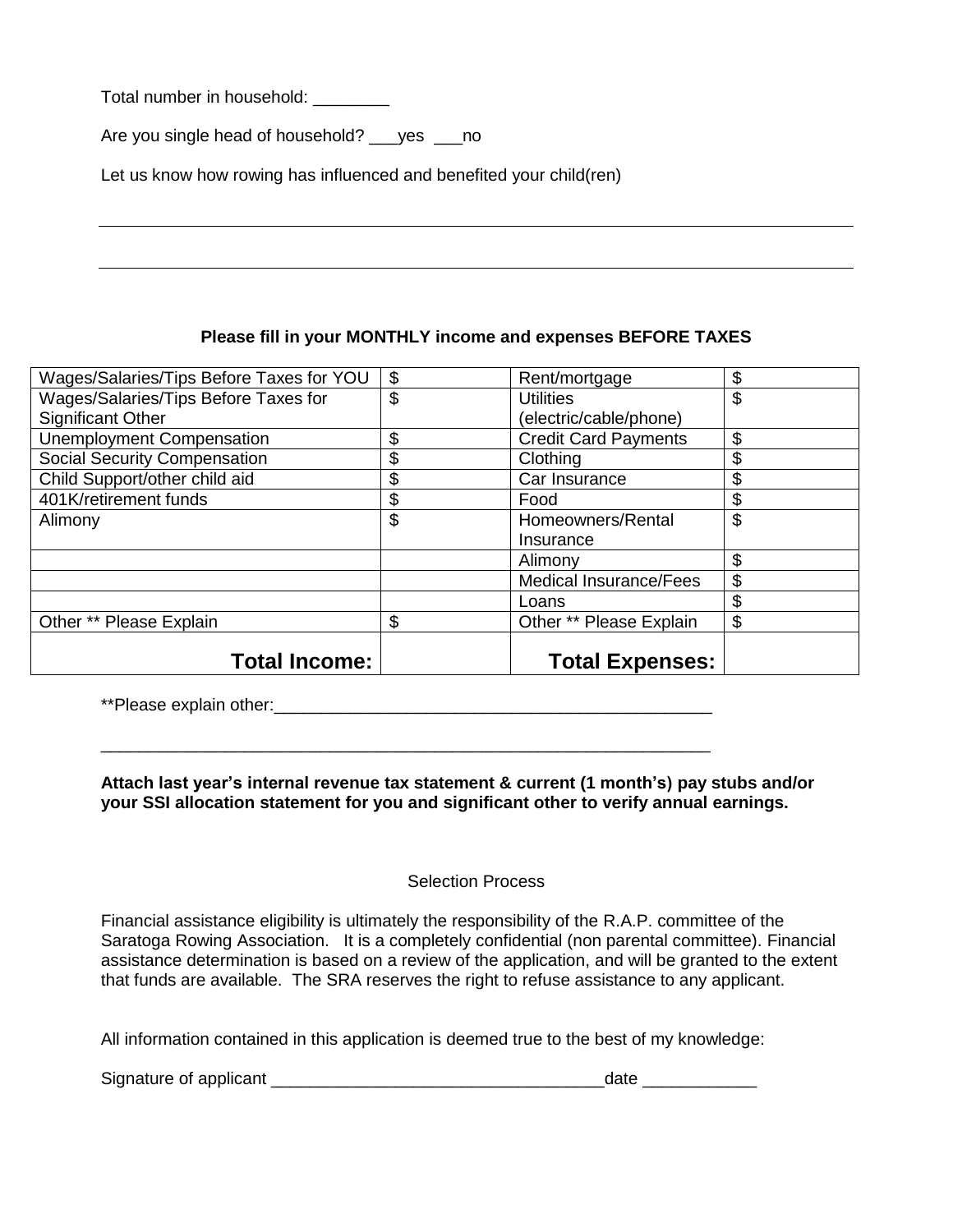Total number in household: ________

Are you single head of household? ___yes ___no

Let us know how rowing has influenced and benefited your child(ren)

________________________________________________________________________________

________________________________________________________________________________

**Please fill in your MONTHLY income and expenses BEFORE TAXES**

| | | | |
|---|---|---|---|
| Wages/Salaries/Tips Before Taxes for YOU | $ | Rent/mortgage | $ |
| Wages/Salaries/Tips Before Taxes for Significant Other | $ | Utilities (electric/cable/phone) | $ |
| Unemployment Compensation | $ | Credit Card Payments | $ |
| Social Security Compensation | $ | Clothing | $ |
| Child Support/other child aid | $ | Car Insurance | $ |
| 401K/retirement funds | $ | Food | $ |
| Alimony | $ | Homeowners/Rental Insurance | $ |
| | | Alimony | $ |
| | | Medical Insurance/Fees | $ |
| | | Loans | $ |
| Other ** Please Explain | $ | Other ** Please Explain | $ |
| **Total Income:** | | **Total Expenses:** | |

**Please explain other:_______________________________________________

_________________________________________________________________

**Attach last year's internal revenue tax statement & current (1 month's) pay stubs and/or your SSI allocation statement for you and significant other to verify annual earnings.**

Selection Process

Financial assistance eligibility is ultimately the responsibility of the R.A.P. committee of the Saratoga Rowing Association. It is a completely confidential (non parental committee). Financial assistance determination is based on a review of the application, and will be granted to the extent that funds are available. The SRA reserves the right to refuse assistance to any applicant.

All information contained in this application is deemed true to the best of my knowledge:

Signature of applicant ___________________________________date ____________